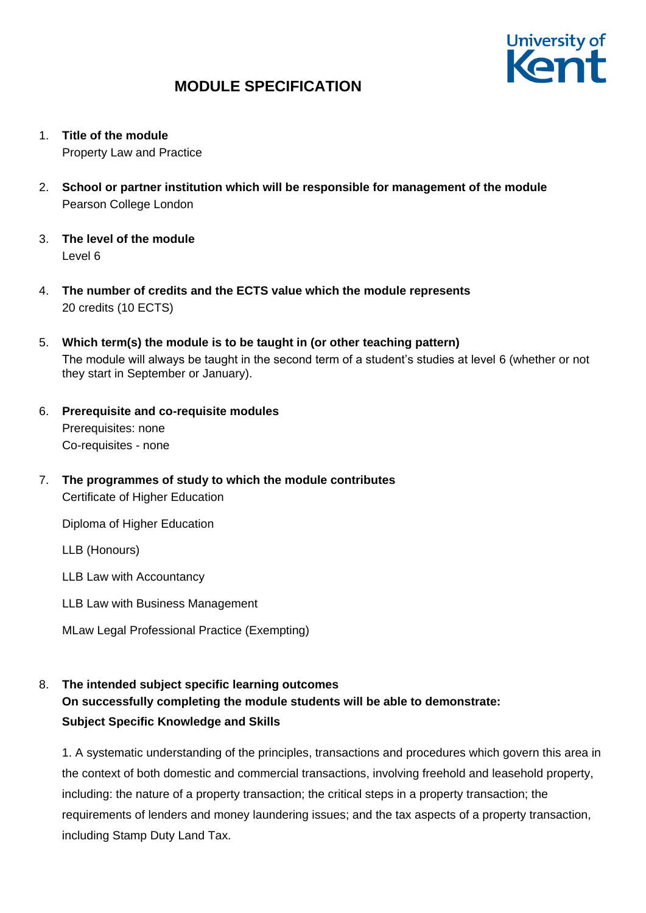# MODULE SPECIFICATION

1. **Title of the module**
   Property Law and Practice

2. **School or partner institution which will be responsible for management of the module**
   Pearson College London

3. **The level of the module**
   Level 6

4. **The number of credits and the ECTS value which the module represents**
   20 credits (10 ECTS)

5. **Which term(s) the module is to be taught in (or other teaching pattern)**
   The module will always be taught in the second term of a student's studies at level 6 (whether or not they start in September or January).

6. **Prerequisite and co-requisite modules**
   Prerequisites: none
   Co-requisites - none

7. **The programmes of study to which the module contributes**
   Certificate of Higher Education

   Diploma of Higher Education

   LLB (Honours)

   LLB Law with Accountancy

   LLB Law with Business Management

   MLaw Legal Professional Practice (Exempting)

8. **The intended subject specific learning outcomes**
   **On successfully completing the module students will be able to demonstrate:**
   **Subject Specific Knowledge and Skills**

   1. A systematic understanding of the principles, transactions and procedures which govern this area in the context of both domestic and commercial transactions, involving freehold and leasehold property, including: the nature of a property transaction; the critical steps in a property transaction; the requirements of lenders and money laundering issues; and the tax aspects of a property transaction, including Stamp Duty Land Tax.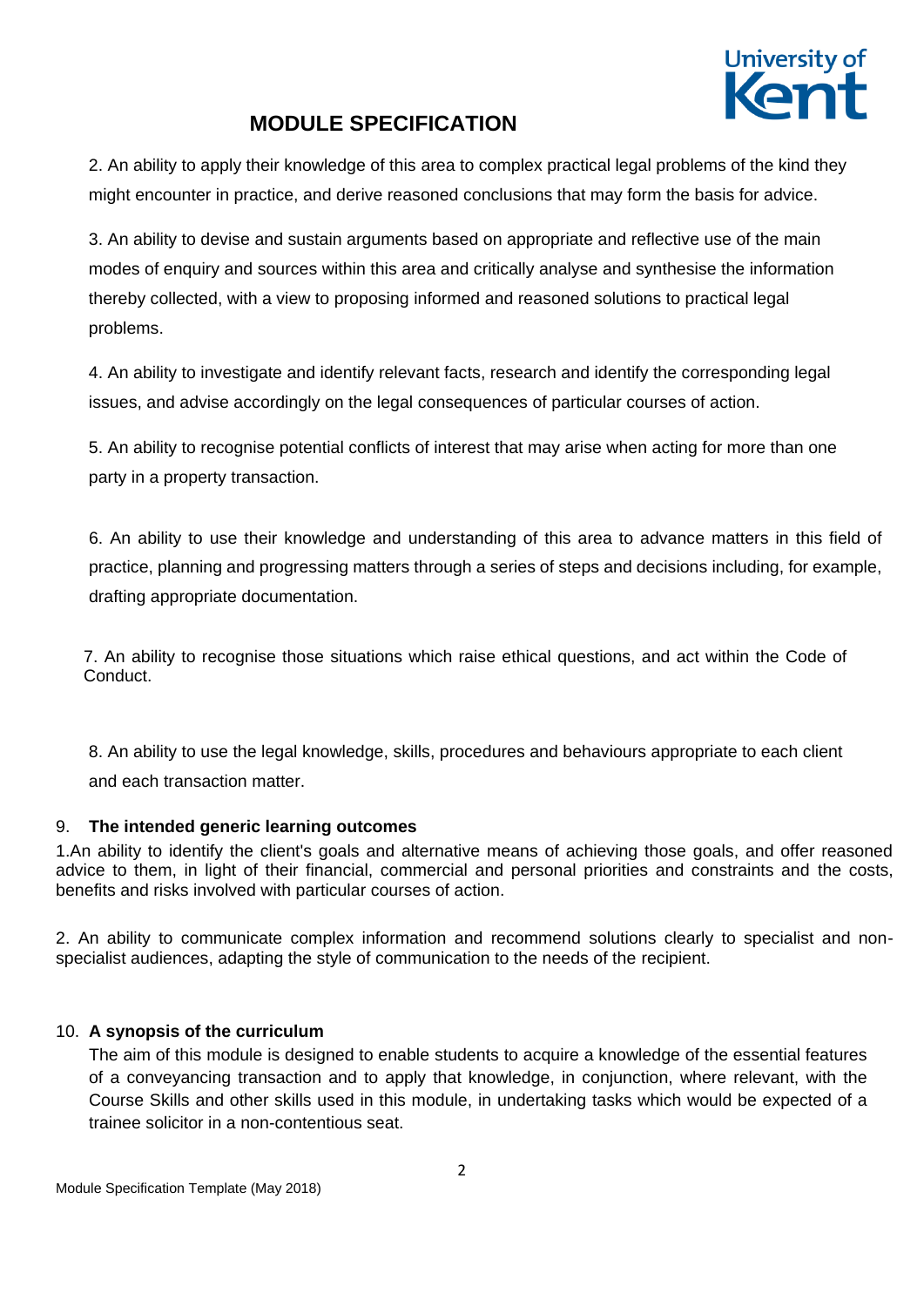2. An ability to apply their knowledge of this area to complex practical legal problems of the kind they might encounter in practice, and derive reasoned conclusions that may form the basis for advice.

3. An ability to devise and sustain arguments based on appropriate and reflective use of the main modes of enquiry and sources within this area and critically analyse and synthesise the information thereby collected, with a view to proposing informed and reasoned solutions to practical legal problems.

4. An ability to investigate and identify relevant facts, research and identify the corresponding legal issues, and advise accordingly on the legal consequences of particular courses of action.

5. An ability to recognise potential conflicts of interest that may arise when acting for more than one party in a property transaction.

6. An ability to use their knowledge and understanding of this area to advance matters in this field of practice, planning and progressing matters through a series of steps and decisions including, for example, drafting appropriate documentation.

7. An ability to recognise those situations which raise ethical questions, and act within the Code of Conduct.

8. An ability to use the legal knowledge, skills, procedures and behaviours appropriate to each client and each transaction matter.

## 9. The intended generic learning outcomes

1.An ability to identify the client's goals and alternative means of achieving those goals, and offer reasoned advice to them, in light of their financial, commercial and personal priorities and constraints and the costs, benefits and risks involved with particular courses of action.

2. An ability to communicate complex information and recommend solutions clearly to specialist and non-specialist audiences, adapting the style of communication to the needs of the recipient.

## 10. A synopsis of the curriculum

The aim of this module is designed to enable students to acquire a knowledge of the essential features of a conveyancing transaction and to apply that knowledge, in conjunction, where relevant, with the Course Skills and other skills used in this module, in undertaking tasks which would be expected of a trainee solicitor in a non-contentious seat.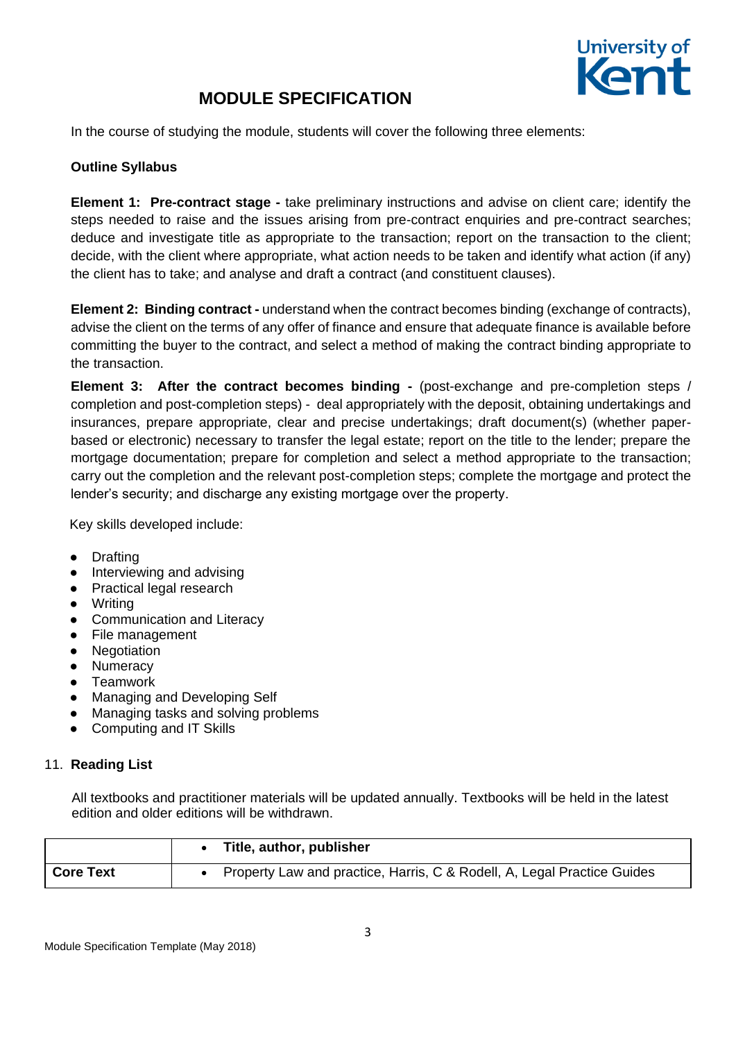# MODULE SPECIFICATION

In the course of studying the module, students will cover the following three elements:

**Outline Syllabus**

**Element 1: Pre-contract stage -** take preliminary instructions and advise on client care; identify the steps needed to raise and the issues arising from pre-contract enquiries and pre-contract searches; deduce and investigate title as appropriate to the transaction; report on the transaction to the client; decide, with the client where appropriate, what action needs to be taken and identify what action (if any) the client has to take; and analyse and draft a contract (and constituent clauses).

**Element 2: Binding contract -** understand when the contract becomes binding (exchange of contracts), advise the client on the terms of any offer of finance and ensure that adequate finance is available before committing the buyer to the contract, and select a method of making the contract binding appropriate to the transaction.

**Element 3: After the contract becomes binding -** (post-exchange and pre-completion steps / completion and post-completion steps) - deal appropriately with the deposit, obtaining undertakings and insurances, prepare appropriate, clear and precise undertakings; draft document(s) (whether paper-based or electronic) necessary to transfer the legal estate; report on the title to the lender; prepare the mortgage documentation; prepare for completion and select a method appropriate to the transaction; carry out the completion and the relevant post-completion steps; complete the mortgage and protect the lender's security; and discharge any existing mortgage over the property.

Key skills developed include:

- Drafting
- Interviewing and advising
- Practical legal research
- Writing
- Communication and Literacy
- File management
- Negotiation
- Numeracy
- Teamwork
- Managing and Developing Self
- Managing tasks and solving problems
- Computing and IT Skills

11. **Reading List**

All textbooks and practitioner materials will be updated annually. Textbooks will be held in the latest edition and older editions will be withdrawn.

| | • **Title, author, publisher** |
|---|---|
| **Core Text** | • Property Law and practice, Harris, C & Rodell, A, Legal Practice Guides |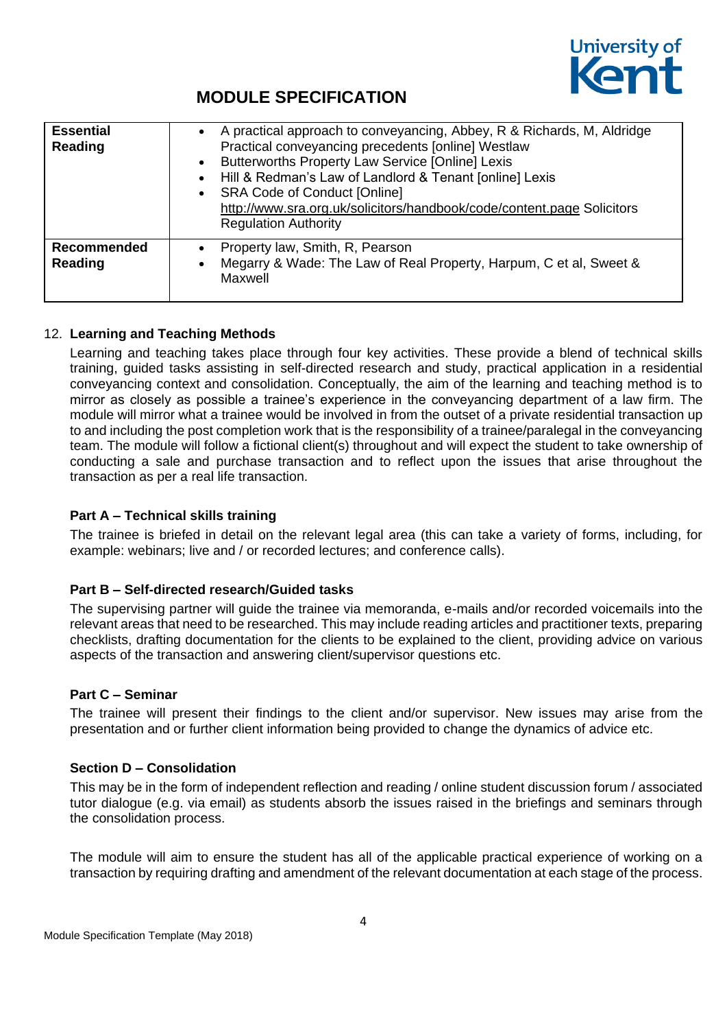## MODULE SPECIFICATION

| | |
|---|---|
| **Essential Reading** | • A practical approach to conveyancing, Abbey, R & Richards, M, Aldridge Practical conveyancing precedents [online] Westlaw<br>• Butterworths Property Law Service [Online] Lexis<br>• Hill & Redman's Law of Landlord & Tenant [online] Lexis<br>• SRA Code of Conduct [Online] http://www.sra.org.uk/solicitors/handbook/code/content.page Solicitors Regulation Authority |
| **Recommended Reading** | • Property law, Smith, R, Pearson<br>• Megarry & Wade: The Law of Real Property, Harpum, C et al, Sweet & Maxwell |

12. **Learning and Teaching Methods**

Learning and teaching takes place through four key activities. These provide a blend of technical skills training, guided tasks assisting in self-directed research and study, practical application in a residential conveyancing context and consolidation. Conceptually, the aim of the learning and teaching method is to mirror as closely as possible a trainee's experience in the conveyancing department of a law firm. The module will mirror what a trainee would be involved in from the outset of a private residential transaction up to and including the post completion work that is the responsibility of a trainee/paralegal in the conveyancing team. The module will follow a fictional client(s) throughout and will expect the student to take ownership of conducting a sale and purchase transaction and to reflect upon the issues that arise throughout the transaction as per a real life transaction.

**Part A – Technical skills training**

The trainee is briefed in detail on the relevant legal area (this can take a variety of forms, including, for example: webinars; live and / or recorded lectures; and conference calls).

**Part B – Self-directed research/Guided tasks**

The supervising partner will guide the trainee via memoranda, e-mails and/or recorded voicemails into the relevant areas that need to be researched. This may include reading articles and practitioner texts, preparing checklists, drafting documentation for the clients to be explained to the client, providing advice on various aspects of the transaction and answering client/supervisor questions etc.

**Part C – Seminar**

The trainee will present their findings to the client and/or supervisor. New issues may arise from the presentation and or further client information being provided to change the dynamics of advice etc.

**Section D – Consolidation**

This may be in the form of independent reflection and reading / online student discussion forum / associated tutor dialogue (e.g. via email) as students absorb the issues raised in the briefings and seminars through the consolidation process.

The module will aim to ensure the student has all of the applicable practical experience of working on a transaction by requiring drafting and amendment of the relevant documentation at each stage of the process.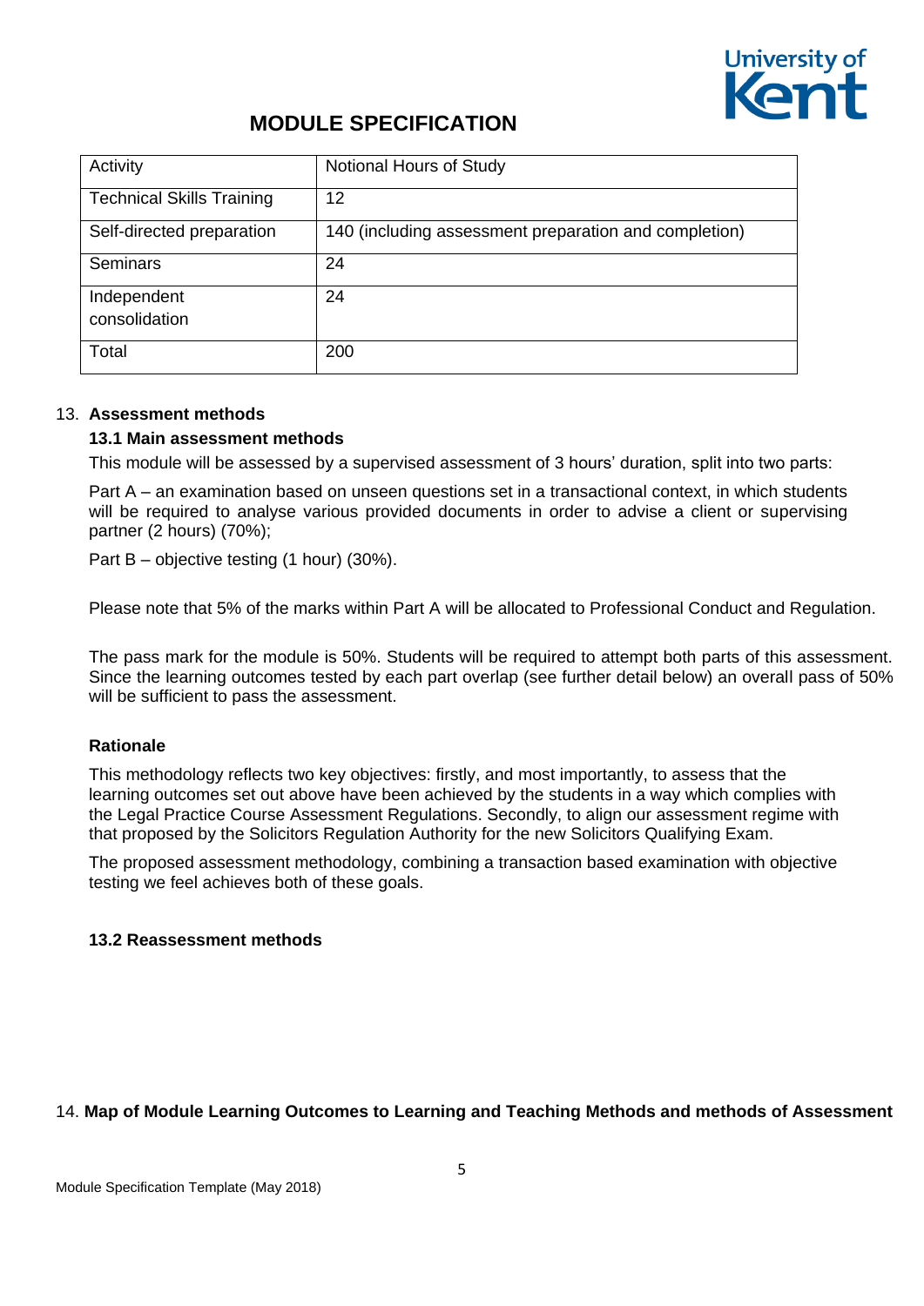# MODULE SPECIFICATION

| Activity | Notional Hours of Study |
|---|---|
| Technical Skills Training | 12 |
| Self-directed preparation | 140 (including assessment preparation and completion) |
| Seminars | 24 |
| Independent consolidation | 24 |
| Total | 200 |

13. **Assessment methods**

### 13.1 Main assessment methods

This module will be assessed by a supervised assessment of 3 hours' duration, split into two parts:

Part A – an examination based on unseen questions set in a transactional context, in which students will be required to analyse various provided documents in order to advise a client or supervising partner (2 hours) (70%);

Part B – objective testing (1 hour) (30%).

Please note that 5% of the marks within Part A will be allocated to Professional Conduct and Regulation.

The pass mark for the module is 50%. Students will be required to attempt both parts of this assessment. Since the learning outcomes tested by each part overlap (see further detail below) an overall pass of 50% will be sufficient to pass the assessment.

**Rationale**

This methodology reflects two key objectives: firstly, and most importantly, to assess that the learning outcomes set out above have been achieved by the students in a way which complies with the Legal Practice Course Assessment Regulations. Secondly, to align our assessment regime with that proposed by the Solicitors Regulation Authority for the new Solicitors Qualifying Exam.

The proposed assessment methodology, combining a transaction based examination with objective testing we feel achieves both of these goals.

### 13.2 Reassessment methods

14. **Map of Module Learning Outcomes to Learning and Teaching Methods and methods of Assessment**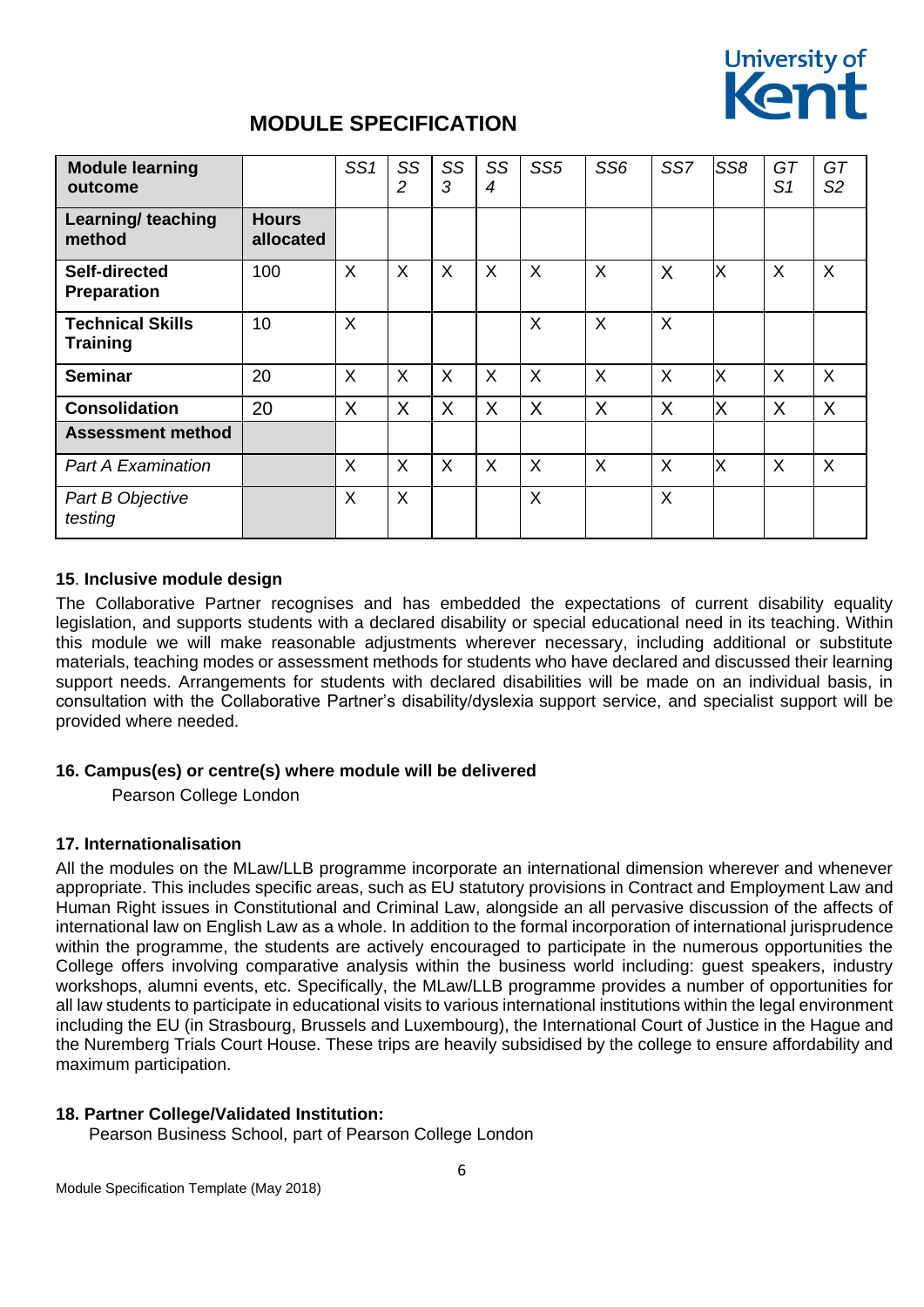## MODULE SPECIFICATION

| **Module learning outcome** | | *SS1* | *SS 2* | *SS 3* | *SS 4* | *SS5* | *SS6* | *SS7* | *SS8* | *GT S1* | *GT S2* |
|---|---|---|---|---|---|---|---|---|---|---|---|
| **Learning/ teaching method** | **Hours allocated** | | | | | | | | | | |
| **Self-directed Preparation** | 100 | X | X | X | X | X | X | X | X | X | X |
| **Technical Skills Training** | 10 | X | | | | X | X | X | | | |
| **Seminar** | 20 | X | X | X | X | X | X | X | X | X | X |
| **Consolidation** | 20 | X | X | X | X | X | X | X | X | X | X |
| **Assessment method** | | | | | | | | | | | |
| *Part A Examination* | | X | X | X | X | X | X | X | X | X | X |
| *Part B Objective testing* | | X | X | | | X | | X | | | |

### 15. Inclusive module design

The Collaborative Partner recognises and has embedded the expectations of current disability equality legislation, and supports students with a declared disability or special educational need in its teaching. Within this module we will make reasonable adjustments wherever necessary, including additional or substitute materials, teaching modes or assessment methods for students who have declared and discussed their learning support needs. Arrangements for students with declared disabilities will be made on an individual basis, in consultation with the Collaborative Partner's disability/dyslexia support service, and specialist support will be provided where needed.

### 16. Campus(es) or centre(s) where module will be delivered

Pearson College London

### 17. Internationalisation

All the modules on the MLaw/LLB programme incorporate an international dimension wherever and whenever appropriate. This includes specific areas, such as EU statutory provisions in Contract and Employment Law and Human Right issues in Constitutional and Criminal Law, alongside an all pervasive discussion of the affects of international law on English Law as a whole. In addition to the formal incorporation of international jurisprudence within the programme, the students are actively encouraged to participate in the numerous opportunities the College offers involving comparative analysis within the business world including: guest speakers, industry workshops, alumni events, etc. Specifically, the MLaw/LLB programme provides a number of opportunities for all law students to participate in educational visits to various international institutions within the legal environment including the EU (in Strasbourg, Brussels and Luxembourg), the International Court of Justice in the Hague and the Nuremberg Trials Court House. These trips are heavily subsidised by the college to ensure affordability and maximum participation.

### 18. Partner College/Validated Institution:

Pearson Business School, part of Pearson College London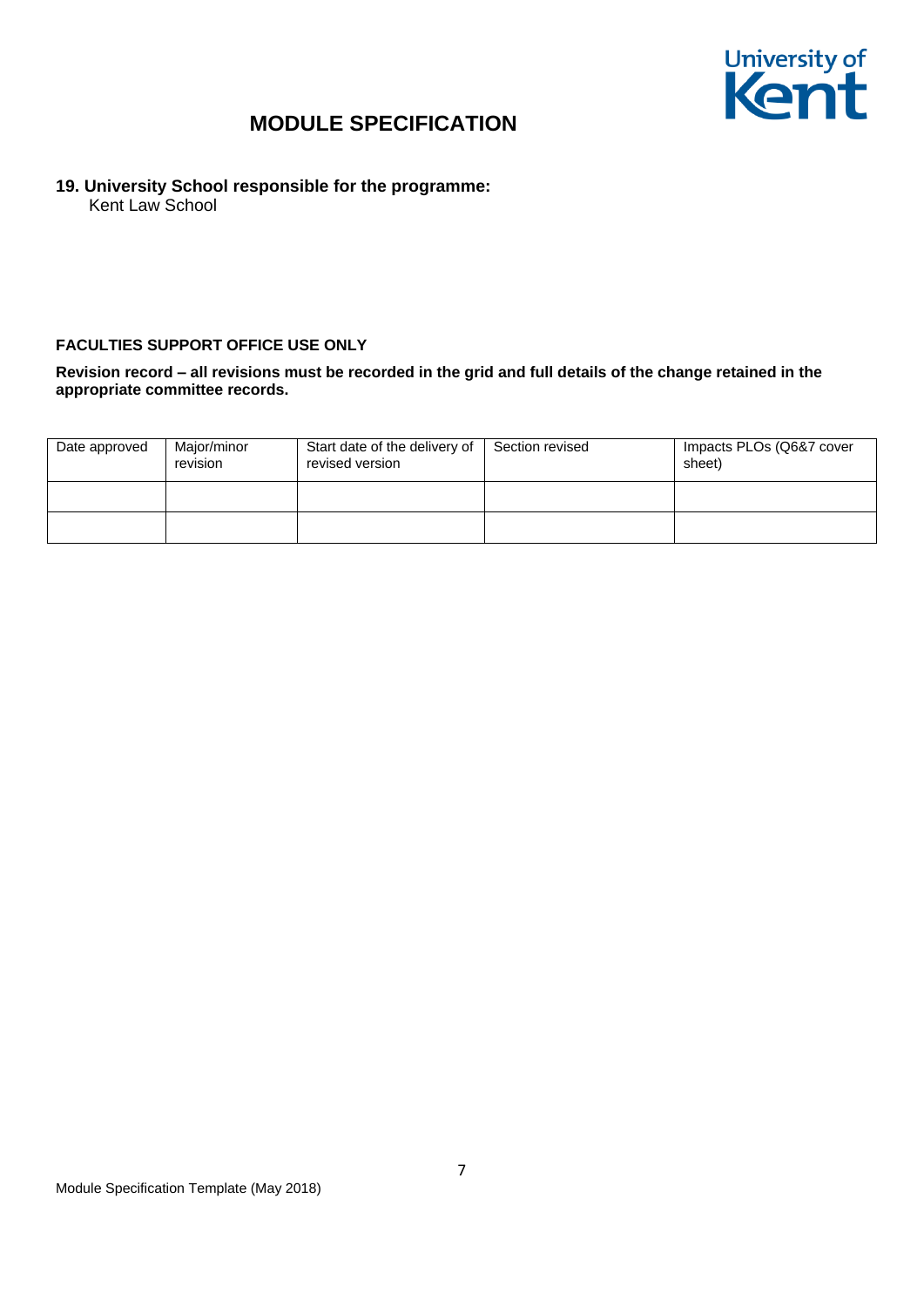# MODULE SPECIFICATION

**19. University School responsible for the programme:**
Kent Law School

**FACULTIES SUPPORT OFFICE USE ONLY**

**Revision record – all revisions must be recorded in the grid and full details of the change retained in the appropriate committee records.**

| Date approved | Major/minor revision | Start date of the delivery of revised version | Section revised | Impacts PLOs (Q6&7 cover sheet) |
|---|---|---|---|---|
| | | | | |
| | | | | |

Module Specification Template (May 2018)